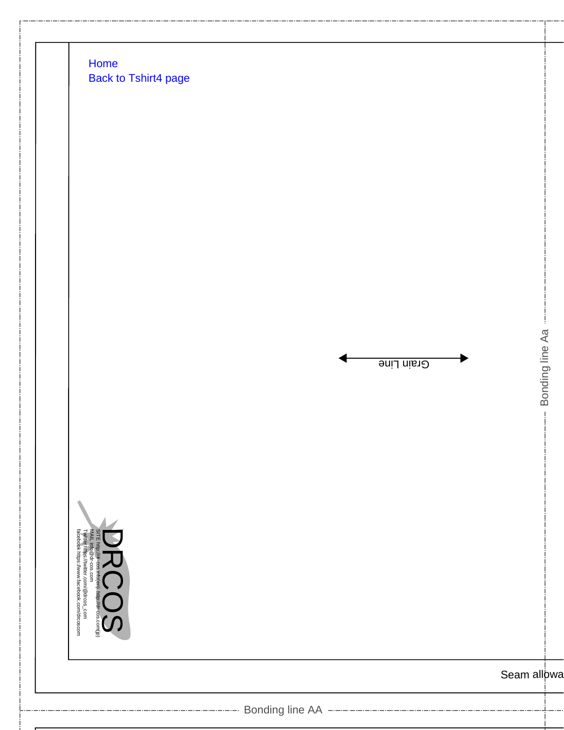Home
Back to Tshirt4 page

Grain Line

Bonding line Aa

DRCOS
SITE http://dr-cos.info(en) http://dr-cos.com(jp)
MAIL info@dr-cos.com
Twitter https://twitter.com/@drcos_com
facebook https://www.facebook.com/drcoscom

Seam allowa

Bonding line AA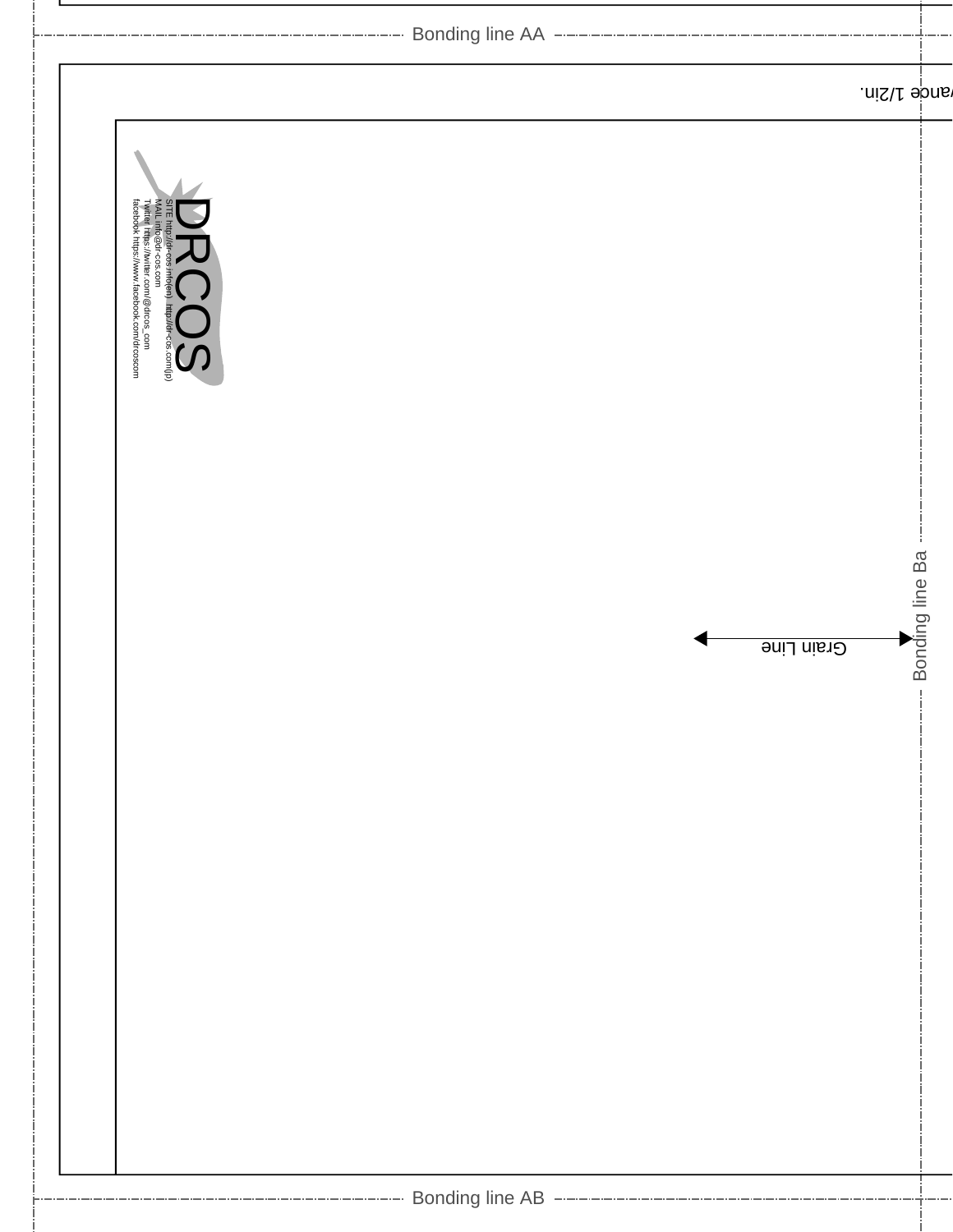Bonding line AA

...ance 1/2in.

DRCOS

SITE http://dr-cos.info(en) http://dr-cos.com(jp)
MAIL info@dr-cos.com
Twitter https://twitter.com/@drcos_com
facebook https://www.facebook.com/drcoscom

Grain Line

Bonding line Ba

Bonding line AB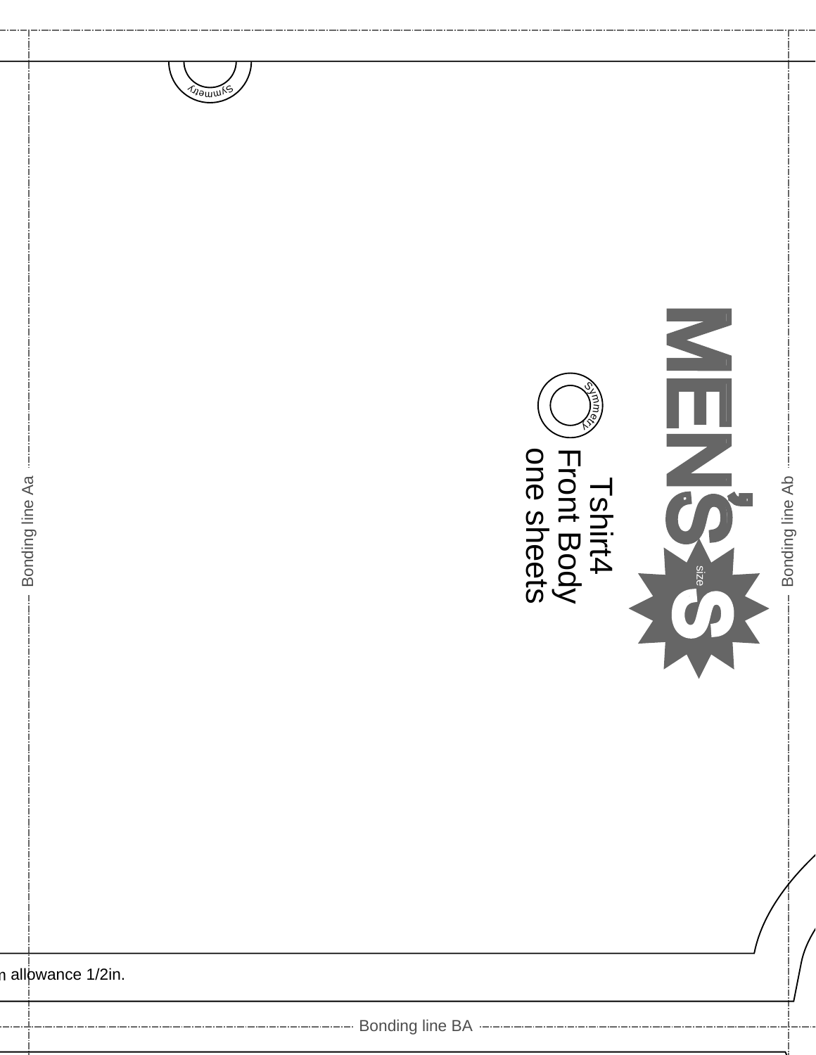Symmetry

MEN'S size S

Symmetry

Tshirt4
Front Body
one sheets

Bonding line Aa

Bonding line Ab

n allowance 1/2in.

Bonding line BA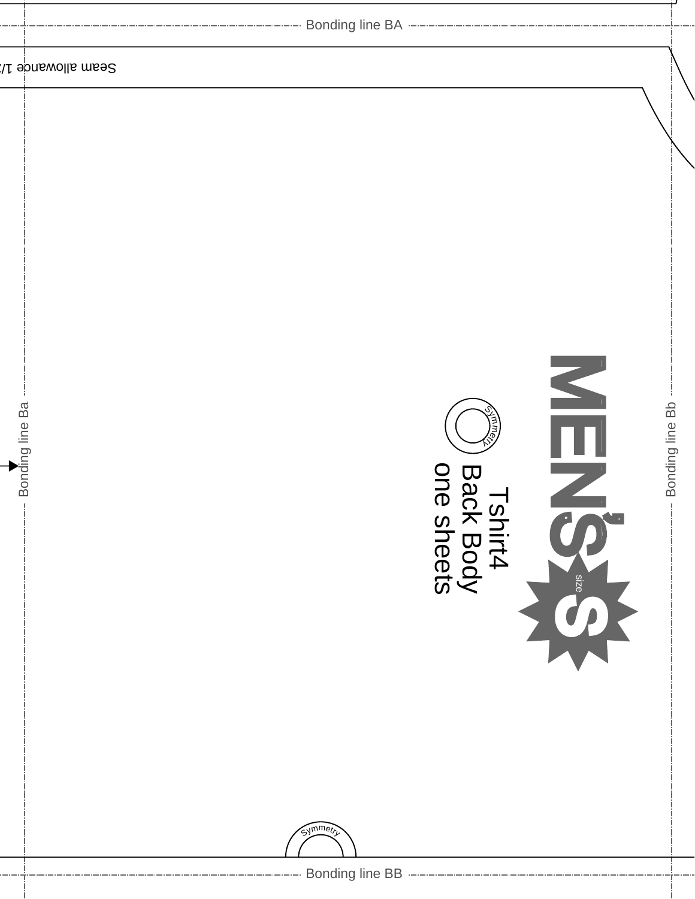Bonding line BA

Seam allowance 1/

Bonding line Ba

Bonding line Bb

MEN'S

size S

Symmetry

Tshirt4
Back Body
one sheets

Symmetry

Bonding line BB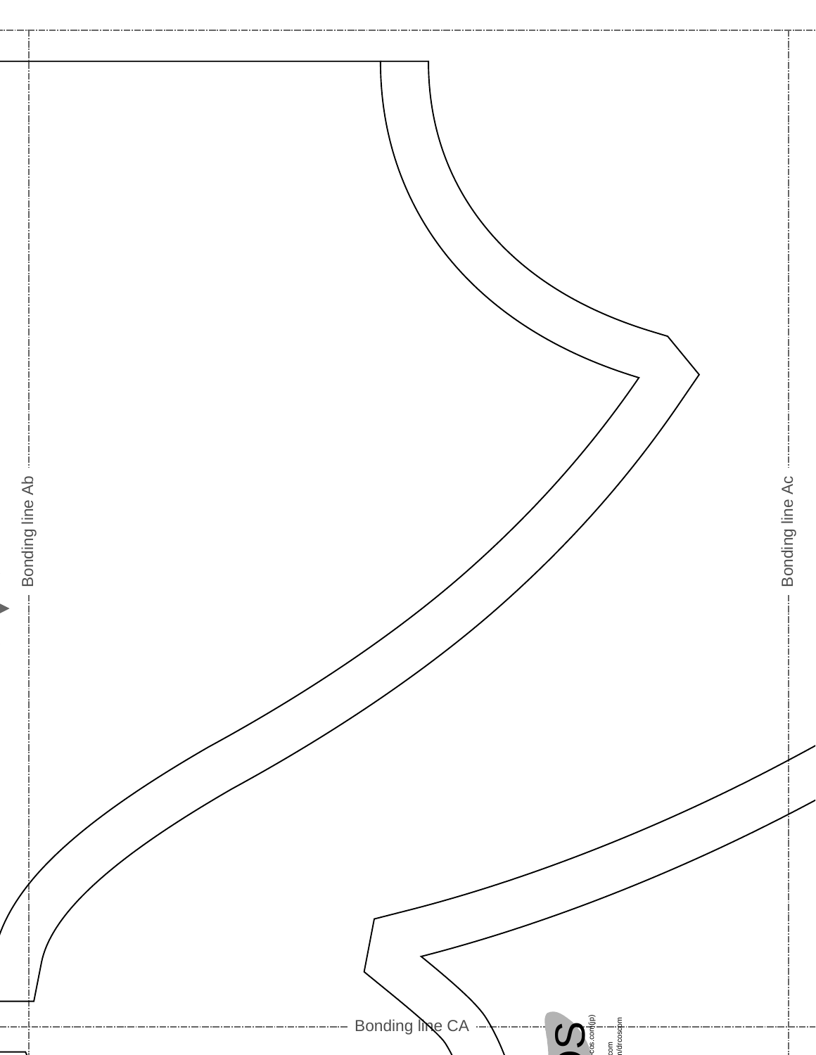Bonding line Ab

Bonding line Ac

Bonding line CA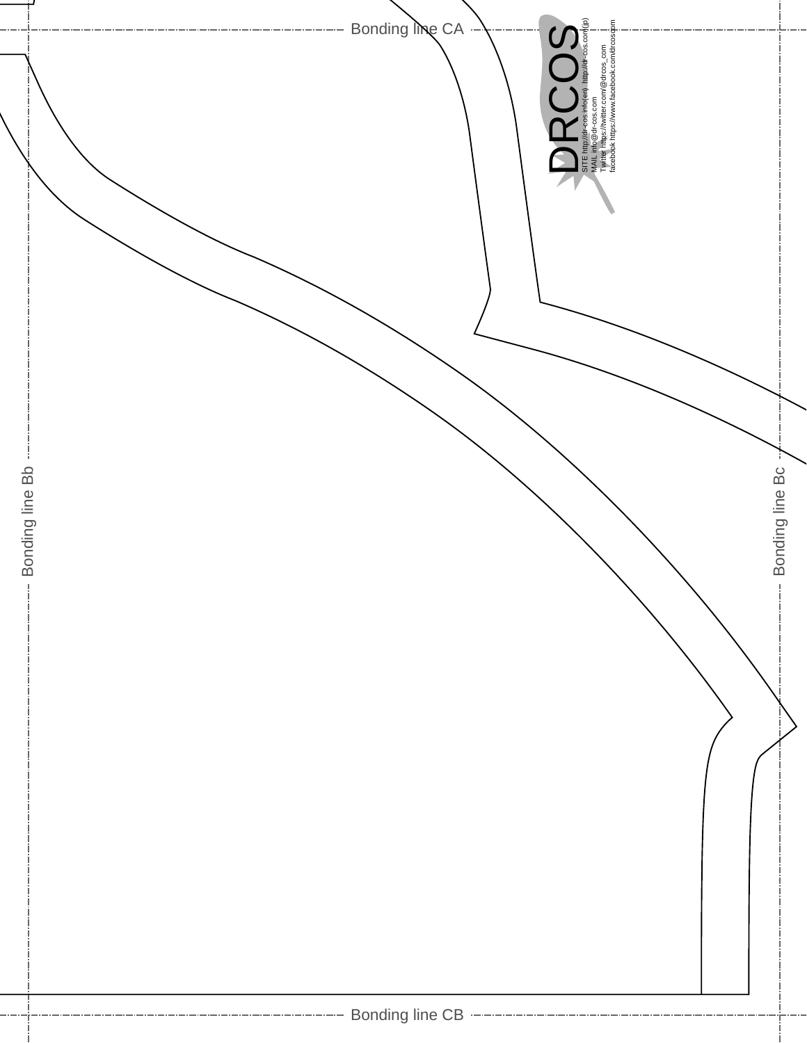Bonding line CA

DRCOS

SITE http://dr-cos.info(en) http://dr-cos.com(jp)
MAIL info@dr-cos.com
Twitter https://twitter.com/@drcos_com
facebook https://www.facebook.com/drcoscom

Bonding line Bb

Bonding line Bc

Bonding line CB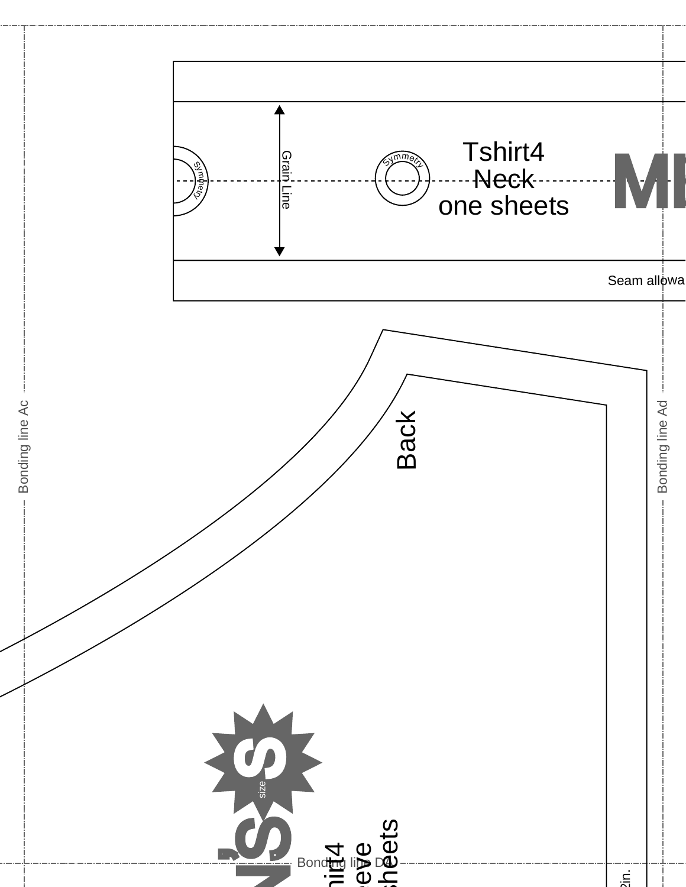Tshirt4
Neck
one sheets

Grain Line

Symmetry

Symmetry

Seam allowa

Bonding line Ac

Bonding line Ad

Back

size

S

Bonding line Da

hirt4
eve
sheets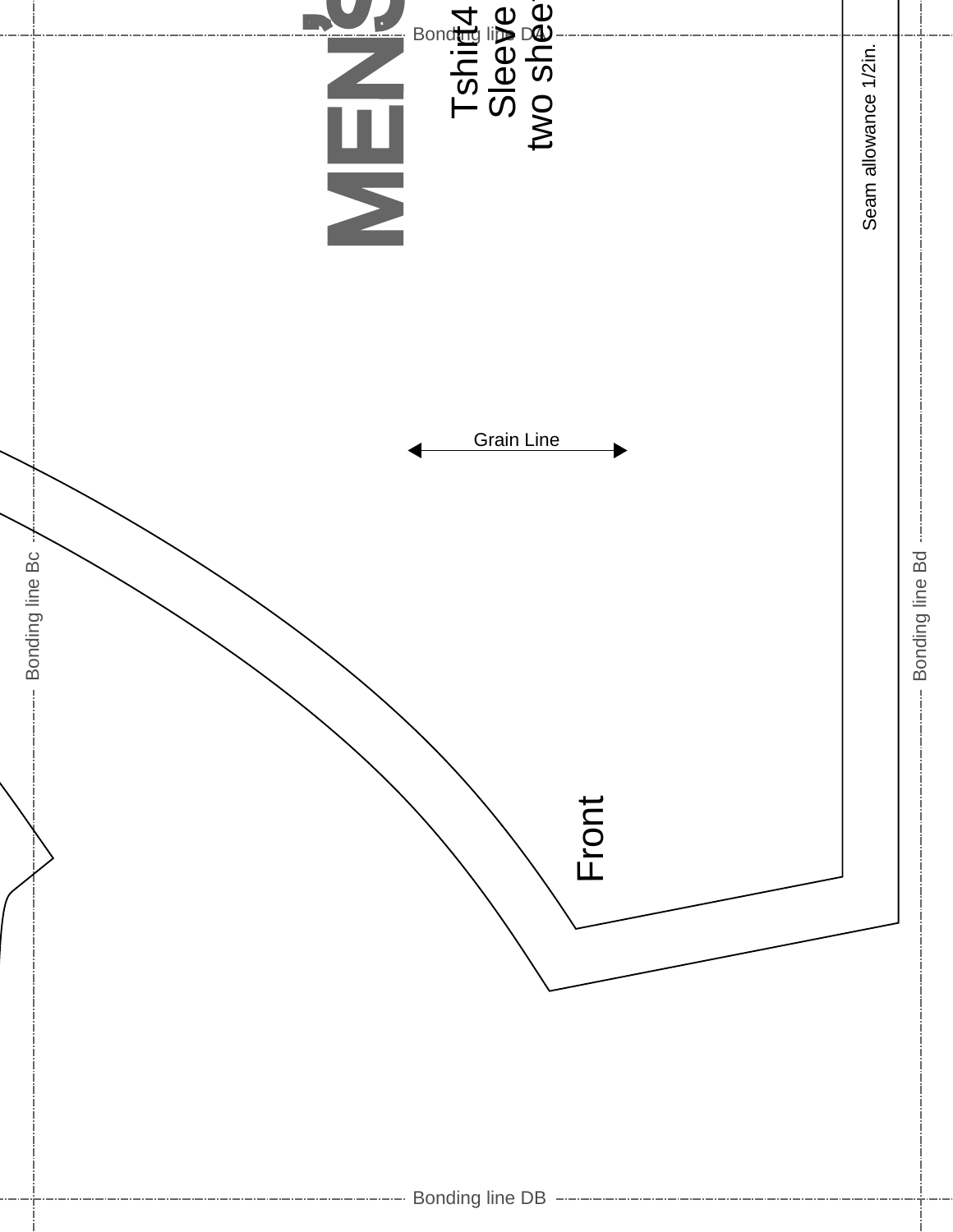Bonding line DA

MEN'S

Tshirt4
Sleeve
two shee

Seam allowance 1/2in.

Grain Line

Bonding line Bc

Bonding line Bd

Front

Bonding line DB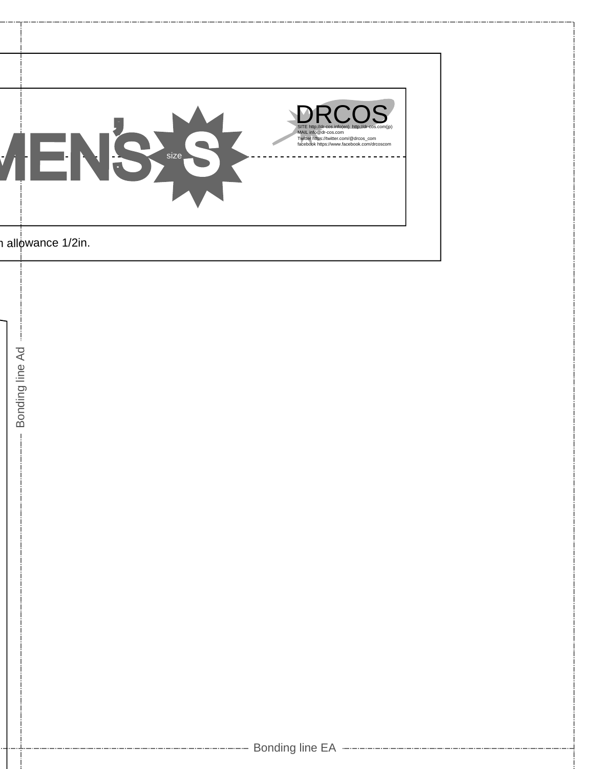MEN'S

size S

DRCOS

SITE http://dr-cos.info(en) http://dr-cos.com(jp)
MAIL info@dr-cos.com
Twitter https://twitter.com/@drcos_com
facebook https://www.facebook.com/drcoscom

n allowance 1/2in.

Bonding line Ad

Bonding line EA